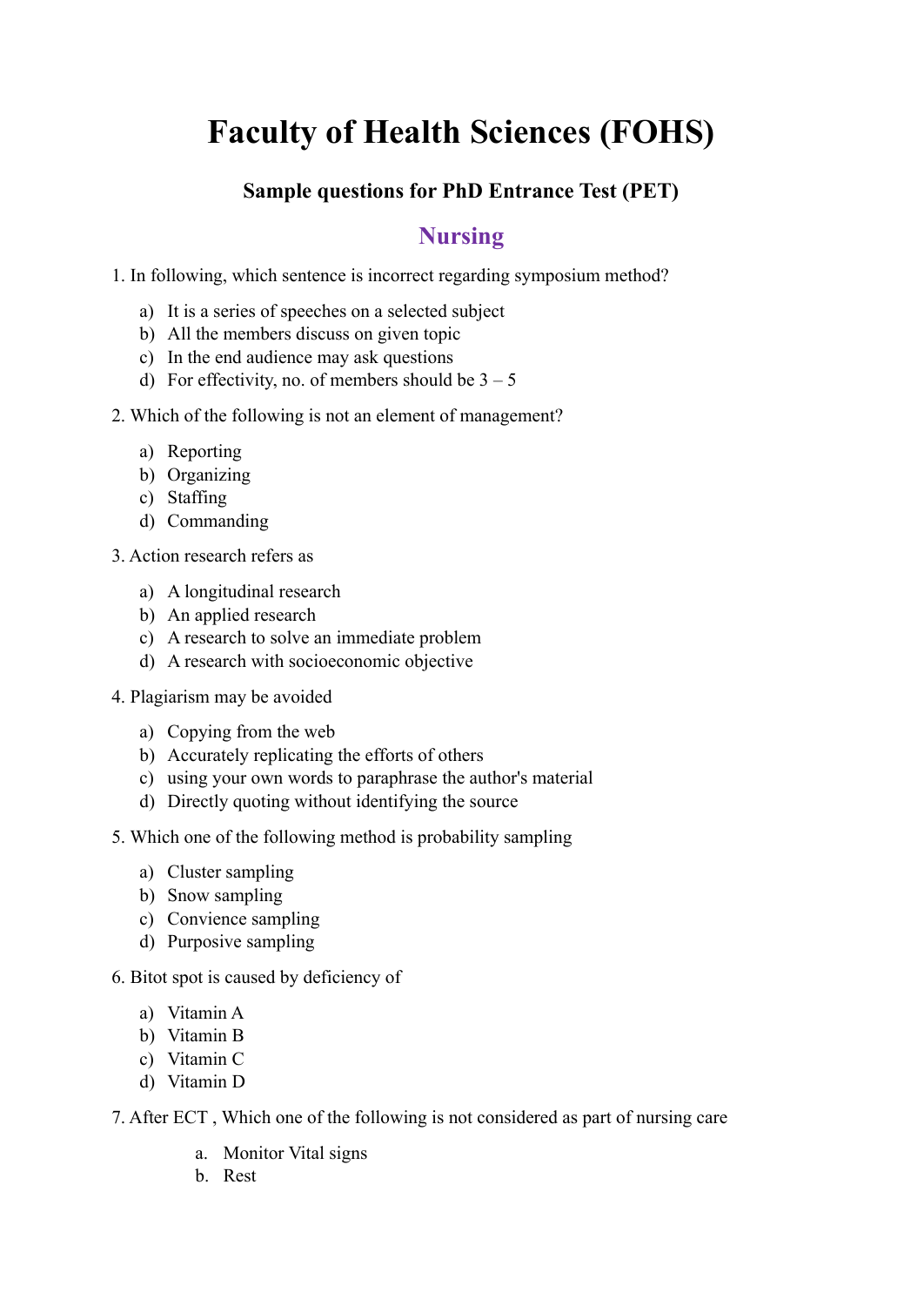# Faculty of Health Sciences (FOHS)

### Sample questions for PhD Entrance Test (PET)

## Nursing

1. In following, which sentence is incorrect regarding symposium method?

   a) It is a series of speeches on a selected subject
   b) All the members discuss on given topic
   c) In the end audience may ask questions
   d) For effectivity, no. of members should be 3 – 5

2. Which of the following is not an element of management?

   a) Reporting
   b) Organizing
   c) Staffing
   d) Commanding

3. Action research refers as

   a) A longitudinal research
   b) An applied research
   c) A research to solve an immediate problem
   d) A research with socioeconomic objective

4. Plagiarism may be avoided

   a) Copying from the web
   b) Accurately replicating the efforts of others
   c) using your own words to paraphrase the author's material
   d) Directly quoting without identifying the source

5. Which one of the following method is probability sampling

   a) Cluster sampling
   b) Snow sampling
   c) Convience sampling
   d) Purposive sampling

6. Bitot spot is caused by deficiency of

   a) Vitamin A
   b) Vitamin B
   c) Vitamin C
   d) Vitamin D

7. After ECT , Which one of the following is not considered as part of nursing care

   a. Monitor Vital signs
   b. Rest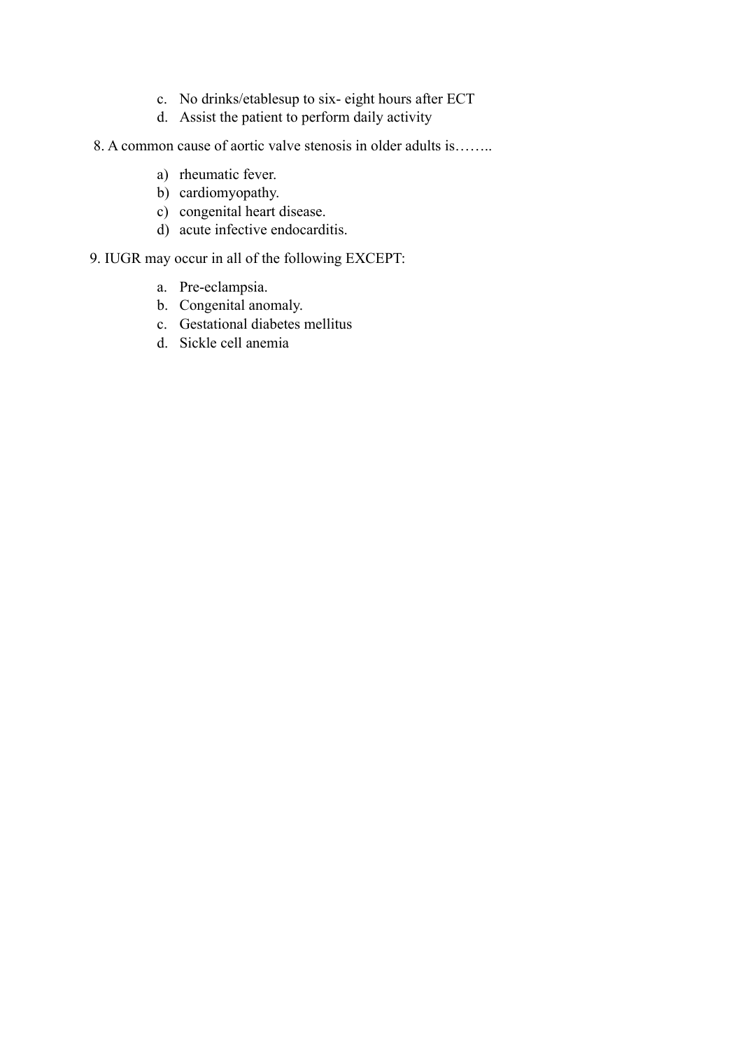c. No drinks/etablesup to six- eight hours after ECT
d. Assist the patient to perform daily activity

8. A common cause of aortic valve stenosis in older adults is……..

a) rheumatic fever.
b) cardiomyopathy.
c) congenital heart disease.
d) acute infective endocarditis.

9. IUGR may occur in all of the following EXCEPT:

a. Pre-eclampsia.
b. Congenital anomaly.
c. Gestational diabetes mellitus
d. Sickle cell anemia